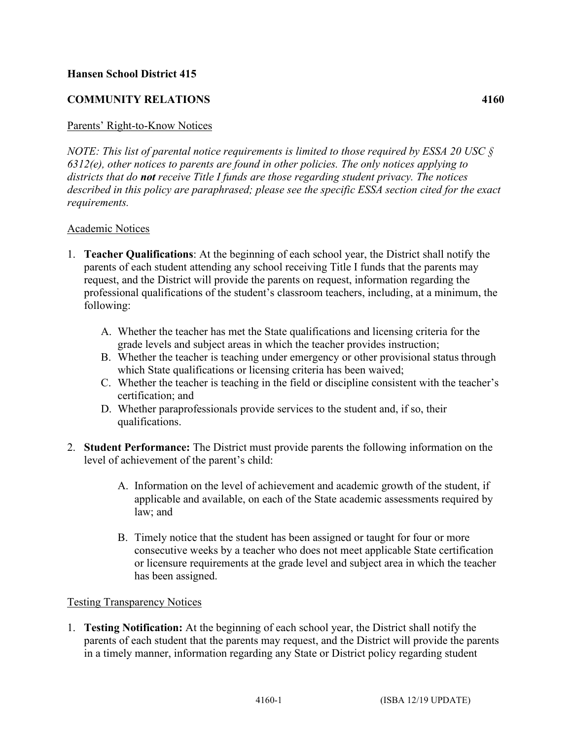**Hansen School District 415**

**COMMUNITY RELATIONS** **4160**

Parents' Right-to-Know Notices

*NOTE: This list of parental notice requirements is limited to those required by ESSA 20 USC § 6312(e), other notices to parents are found in other policies. The only notices applying to districts that do **not** receive Title I funds are those regarding student privacy. The notices described in this policy are paraphrased; please see the specific ESSA section cited for the exact requirements.*

Academic Notices

1. **Teacher Qualifications**: At the beginning of each school year, the District shall notify the parents of each student attending any school receiving Title I funds that the parents may request, and the District will provide the parents on request, information regarding the professional qualifications of the student's classroom teachers, including, at a minimum, the following:

   A. Whether the teacher has met the State qualifications and licensing criteria for the grade levels and subject areas in which the teacher provides instruction;
   B. Whether the teacher is teaching under emergency or other provisional status through which State qualifications or licensing criteria has been waived;
   C. Whether the teacher is teaching in the field or discipline consistent with the teacher's certification; and
   D. Whether paraprofessionals provide services to the student and, if so, their qualifications.

2. **Student Performance:** The District must provide parents the following information on the level of achievement of the parent's child:

   A. Information on the level of achievement and academic growth of the student, if applicable and available, on each of the State academic assessments required by law; and

   B. Timely notice that the student has been assigned or taught for four or more consecutive weeks by a teacher who does not meet applicable State certification or licensure requirements at the grade level and subject area in which the teacher has been assigned.

Testing Transparency Notices

1. **Testing Notification:** At the beginning of each school year, the District shall notify the parents of each student that the parents may request, and the District will provide the parents in a timely manner, information regarding any State or District policy regarding student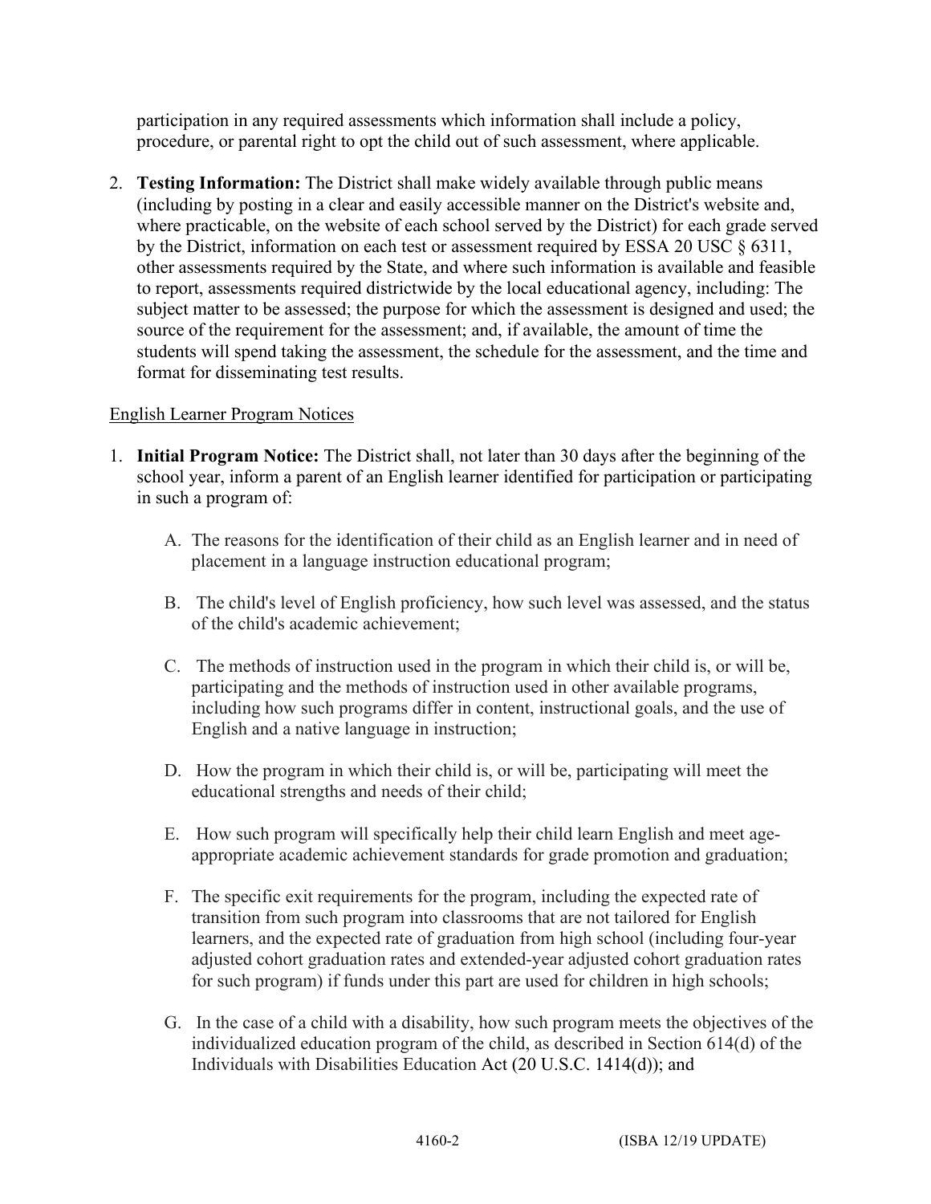participation in any required assessments which information shall include a policy, procedure, or parental right to opt the child out of such assessment, where applicable.

2. **Testing Information:** The District shall make widely available through public means (including by posting in a clear and easily accessible manner on the District's website and, where practicable, on the website of each school served by the District) for each grade served by the District, information on each test or assessment required by ESSA 20 USC § 6311, other assessments required by the State, and where such information is available and feasible to report, assessments required districtwide by the local educational agency, including: The subject matter to be assessed; the purpose for which the assessment is designed and used; the source of the requirement for the assessment; and, if available, the amount of time the students will spend taking the assessment, the schedule for the assessment, and the time and format for disseminating test results.

English Learner Program Notices

1. **Initial Program Notice:** The District shall, not later than 30 days after the beginning of the school year, inform a parent of an English learner identified for participation or participating in such a program of:

   A. The reasons for the identification of their child as an English learner and in need of placement in a language instruction educational program;

   B. The child's level of English proficiency, how such level was assessed, and the status of the child's academic achievement;

   C. The methods of instruction used in the program in which their child is, or will be, participating and the methods of instruction used in other available programs, including how such programs differ in content, instructional goals, and the use of English and a native language in instruction;

   D. How the program in which their child is, or will be, participating will meet the educational strengths and needs of their child;

   E. How such program will specifically help their child learn English and meet age-appropriate academic achievement standards for grade promotion and graduation;

   F. The specific exit requirements for the program, including the expected rate of transition from such program into classrooms that are not tailored for English learners, and the expected rate of graduation from high school (including four-year adjusted cohort graduation rates and extended-year adjusted cohort graduation rates for such program) if funds under this part are used for children in high schools;

   G. In the case of a child with a disability, how such program meets the objectives of the individualized education program of the child, as described in Section 614(d) of the Individuals with Disabilities Education Act (20 U.S.C. 1414(d)); and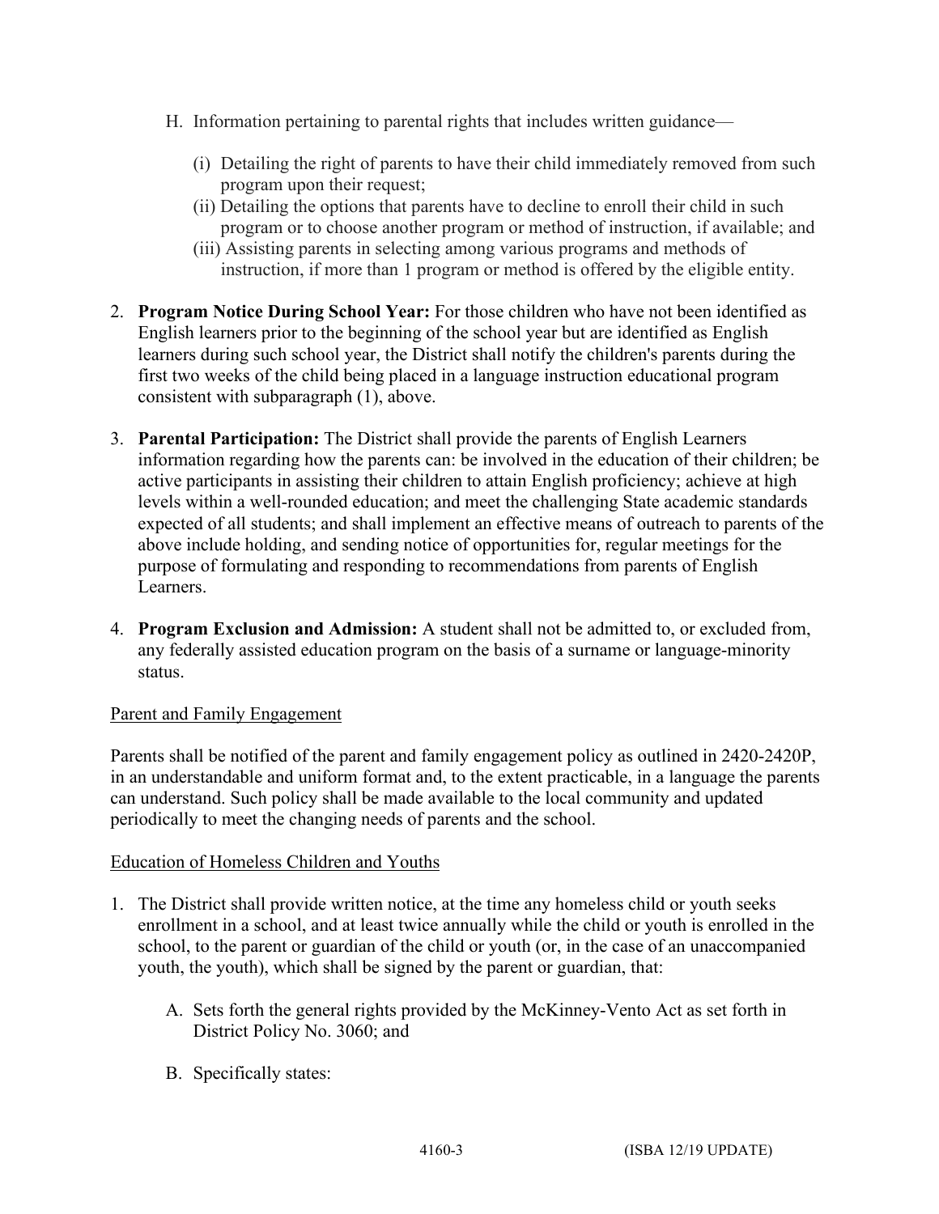H. Information pertaining to parental rights that includes written guidance—

   (i) Detailing the right of parents to have their child immediately removed from such program upon their request;
   (ii) Detailing the options that parents have to decline to enroll their child in such program or to choose another program or method of instruction, if available; and
   (iii) Assisting parents in selecting among various programs and methods of instruction, if more than 1 program or method is offered by the eligible entity.

2. **Program Notice During School Year:** For those children who have not been identified as English learners prior to the beginning of the school year but are identified as English learners during such school year, the District shall notify the children's parents during the first two weeks of the child being placed in a language instruction educational program consistent with subparagraph (1), above.

3. **Parental Participation:** The District shall provide the parents of English Learners information regarding how the parents can: be involved in the education of their children; be active participants in assisting their children to attain English proficiency; achieve at high levels within a well-rounded education; and meet the challenging State academic standards expected of all students; and shall implement an effective means of outreach to parents of the above include holding, and sending notice of opportunities for, regular meetings for the purpose of formulating and responding to recommendations from parents of English Learners.

4. **Program Exclusion and Admission:** A student shall not be admitted to, or excluded from, any federally assisted education program on the basis of a surname or language-minority status.

Parent and Family Engagement

Parents shall be notified of the parent and family engagement policy as outlined in 2420-2420P, in an understandable and uniform format and, to the extent practicable, in a language the parents can understand. Such policy shall be made available to the local community and updated periodically to meet the changing needs of parents and the school.

Education of Homeless Children and Youths

1. The District shall provide written notice, at the time any homeless child or youth seeks enrollment in a school, and at least twice annually while the child or youth is enrolled in the school, to the parent or guardian of the child or youth (or, in the case of an unaccompanied youth, the youth), which shall be signed by the parent or guardian, that:

   A. Sets forth the general rights provided by the McKinney-Vento Act as set forth in District Policy No. 3060; and

   B. Specifically states: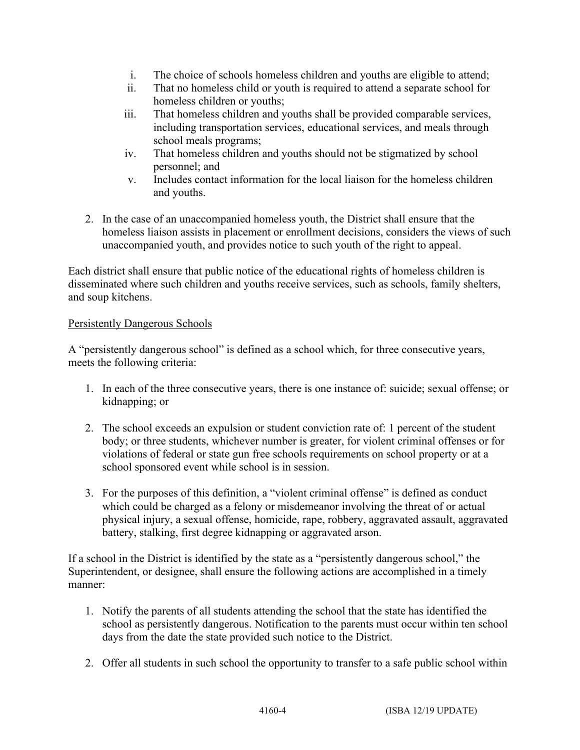i. The choice of schools homeless children and youths are eligible to attend;
   ii. That no homeless child or youth is required to attend a separate school for homeless children or youths;
   iii. That homeless children and youths shall be provided comparable services, including transportation services, educational services, and meals through school meals programs;
   iv. That homeless children and youths should not be stigmatized by school personnel; and
   v. Includes contact information for the local liaison for the homeless children and youths.

2. In the case of an unaccompanied homeless youth, the District shall ensure that the homeless liaison assists in placement or enrollment decisions, considers the views of such unaccompanied youth, and provides notice to such youth of the right to appeal.

Each district shall ensure that public notice of the educational rights of homeless children is disseminated where such children and youths receive services, such as schools, family shelters, and soup kitchens.

<u>Persistently Dangerous Schools</u>

A "persistently dangerous school" is defined as a school which, for three consecutive years, meets the following criteria:

1. In each of the three consecutive years, there is one instance of: suicide; sexual offense; or kidnapping; or

2. The school exceeds an expulsion or student conviction rate of: 1 percent of the student body; or three students, whichever number is greater, for violent criminal offenses or for violations of federal or state gun free schools requirements on school property or at a school sponsored event while school is in session.

3. For the purposes of this definition, a "violent criminal offense" is defined as conduct which could be charged as a felony or misdemeanor involving the threat of or actual physical injury, a sexual offense, homicide, rape, robbery, aggravated assault, aggravated battery, stalking, first degree kidnapping or aggravated arson.

If a school in the District is identified by the state as a "persistently dangerous school," the Superintendent, or designee, shall ensure the following actions are accomplished in a timely manner:

1. Notify the parents of all students attending the school that the state has identified the school as persistently dangerous. Notification to the parents must occur within ten school days from the date the state provided such notice to the District.

2. Offer all students in such school the opportunity to transfer to a safe public school within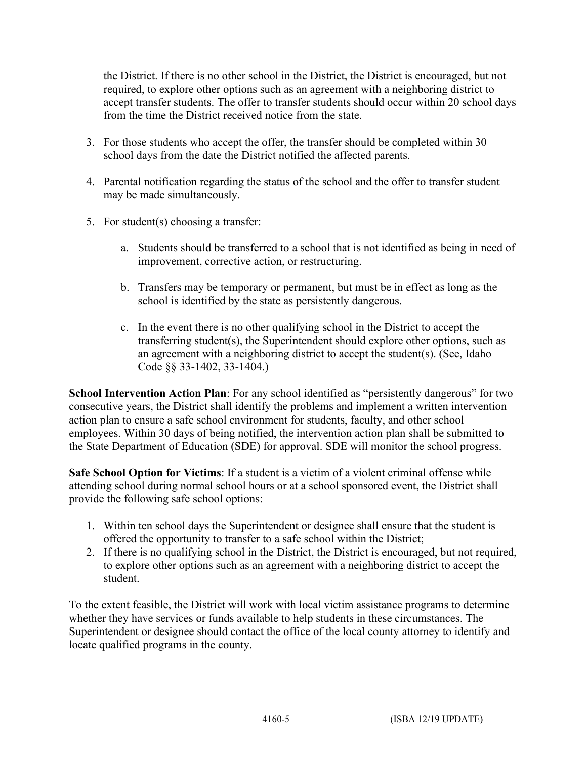the District. If there is no other school in the District, the District is encouraged, but not required, to explore other options such as an agreement with a neighboring district to accept transfer students. The offer to transfer students should occur within 20 school days from the time the District received notice from the state.

3. For those students who accept the offer, the transfer should be completed within 30 school days from the date the District notified the affected parents.

4. Parental notification regarding the status of the school and the offer to transfer student may be made simultaneously.

5. For student(s) choosing a transfer:

    a. Students should be transferred to a school that is not identified as being in need of improvement, corrective action, or restructuring.

    b. Transfers may be temporary or permanent, but must be in effect as long as the school is identified by the state as persistently dangerous.

    c. In the event there is no other qualifying school in the District to accept the transferring student(s), the Superintendent should explore other options, such as an agreement with a neighboring district to accept the student(s). (See, Idaho Code §§ 33-1402, 33-1404.)

**School Intervention Action Plan**: For any school identified as "persistently dangerous" for two consecutive years, the District shall identify the problems and implement a written intervention action plan to ensure a safe school environment for students, faculty, and other school employees. Within 30 days of being notified, the intervention action plan shall be submitted to the State Department of Education (SDE) for approval. SDE will monitor the school progress.

**Safe School Option for Victims**: If a student is a victim of a violent criminal offense while attending school during normal school hours or at a school sponsored event, the District shall provide the following safe school options:

1. Within ten school days the Superintendent or designee shall ensure that the student is offered the opportunity to transfer to a safe school within the District;
2. If there is no qualifying school in the District, the District is encouraged, but not required, to explore other options such as an agreement with a neighboring district to accept the student.

To the extent feasible, the District will work with local victim assistance programs to determine whether they have services or funds available to help students in these circumstances. The Superintendent or designee should contact the office of the local county attorney to identify and locate qualified programs in the county.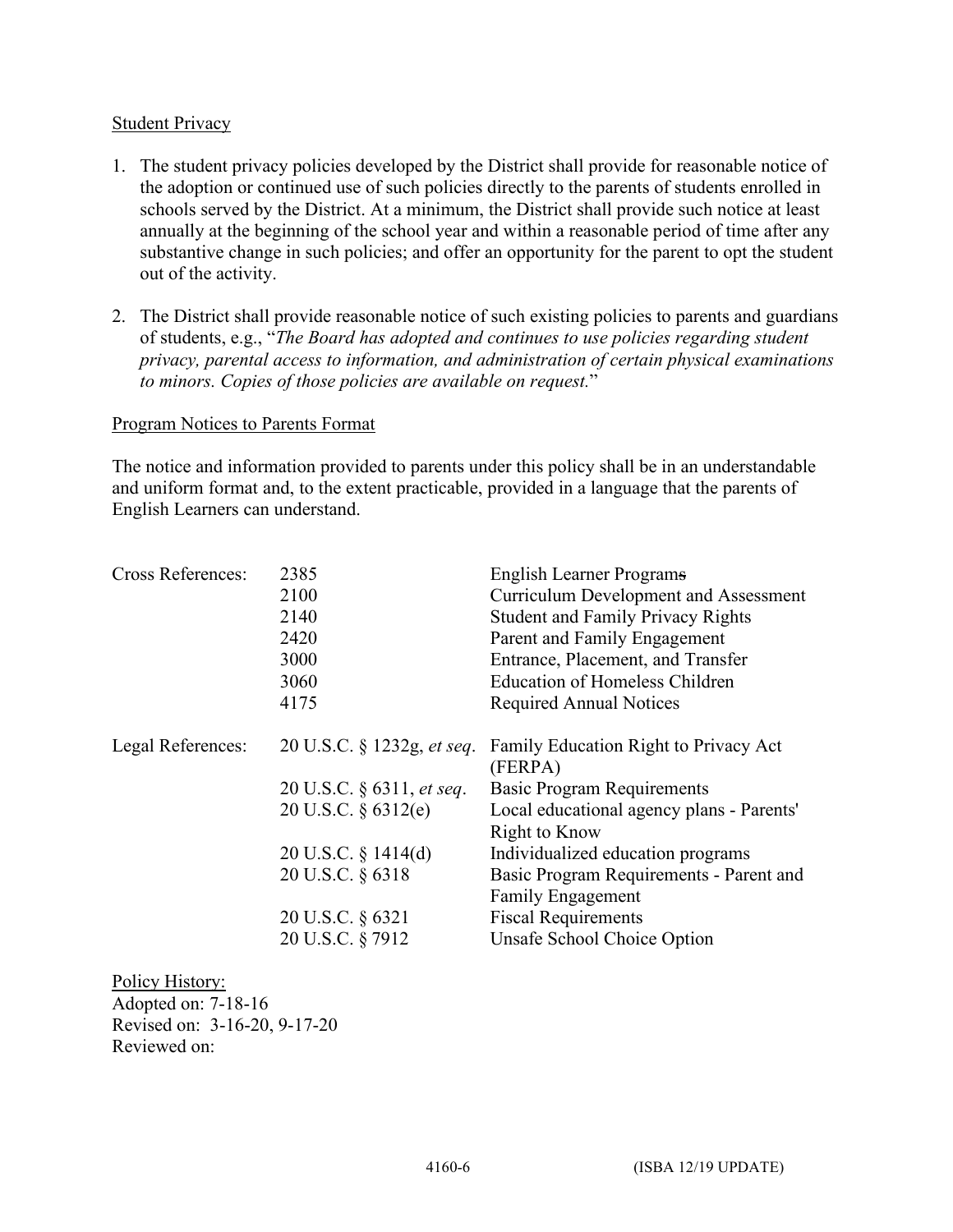Student Privacy

1. The student privacy policies developed by the District shall provide for reasonable notice of the adoption or continued use of such policies directly to the parents of students enrolled in schools served by the District. At a minimum, the District shall provide such notice at least annually at the beginning of the school year and within a reasonable period of time after any substantive change in such policies; and offer an opportunity for the parent to opt the student out of the activity.

2. The District shall provide reasonable notice of such existing policies to parents and guardians of students, e.g., "*The Board has adopted and continues to use policies regarding student privacy, parental access to information, and administration of certain physical examinations to minors. Copies of those policies are available on request.*"

Program Notices to Parents Format

The notice and information provided to parents under this policy shall be in an understandable and uniform format and, to the extent practicable, provided in a language that the parents of English Learners can understand.

| | | |
|---|---|---|
| Cross References: | 2385 | English Learner Programs |
| | 2100 | Curriculum Development and Assessment |
| | 2140 | Student and Family Privacy Rights |
| | 2420 | Parent and Family Engagement |
| | 3000 | Entrance, Placement, and Transfer |
| | 3060 | Education of Homeless Children |
| | 4175 | Required Annual Notices |
| Legal References: | 20 U.S.C. § 1232g, *et seq*. | Family Education Right to Privacy Act (FERPA) |
| | 20 U.S.C. § 6311, *et seq*. | Basic Program Requirements |
| | 20 U.S.C. § 6312(e) | Local educational agency plans - Parents' Right to Know |
| | 20 U.S.C. § 1414(d) | Individualized education programs |
| | 20 U.S.C. § 6318 | Basic Program Requirements - Parent and Family Engagement |
| | 20 U.S.C. § 6321 | Fiscal Requirements |
| | 20 U.S.C. § 7912 | Unsafe School Choice Option |

Policy History:
Adopted on: 7-18-16
Revised on: 3-16-20, 9-17-20
Reviewed on: